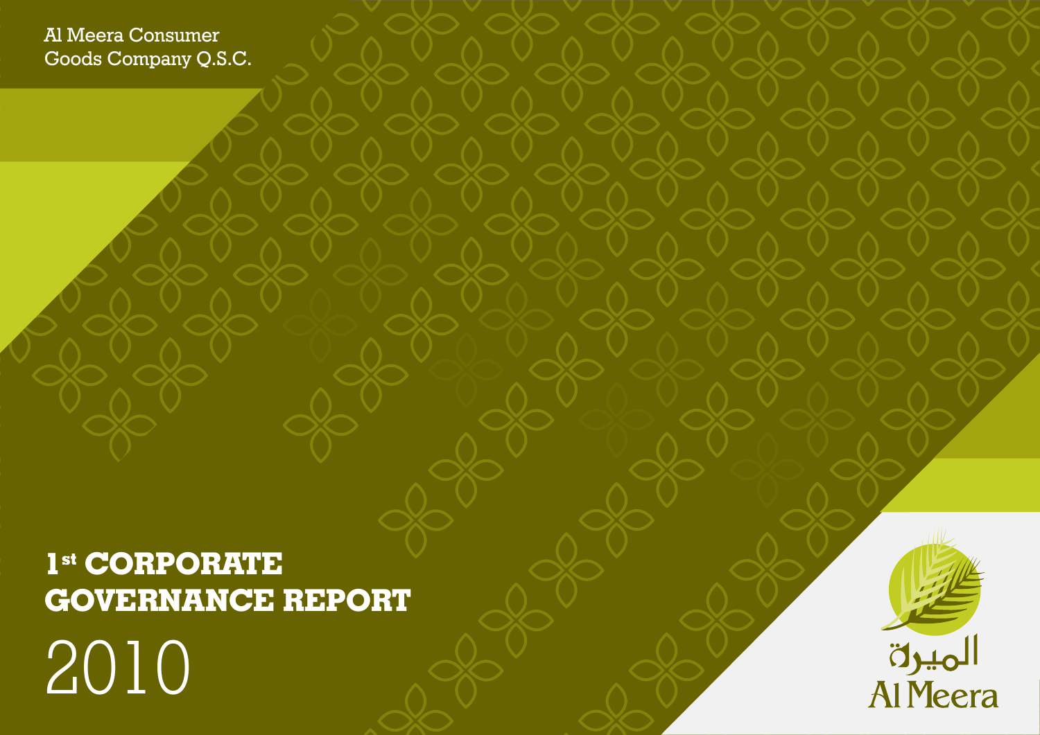Al Meera Consumer Goods Company Q.S.C.

# 1st CORPORATE GOVERNANCE REPORT

# 2010

الميرة

Al Meera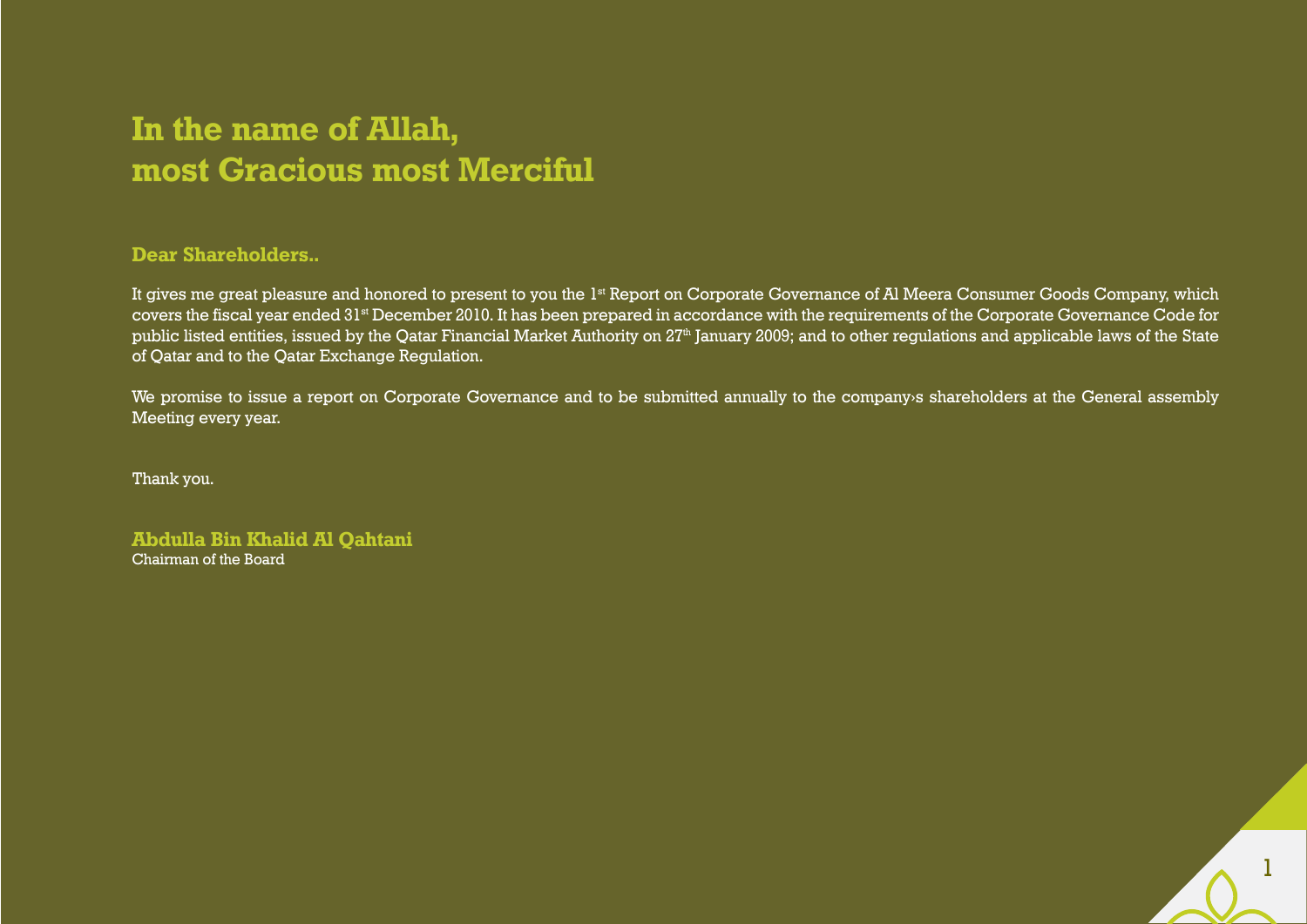# In the name of Allah, most Gracious most Merciful

**Dear Shareholders..**

It gives me great pleasure and honored to present to you the 1st Report on Corporate Governance of Al Meera Consumer Goods Company, which covers the fiscal year ended 31st December 2010. It has been prepared in accordance with the requirements of the Corporate Governance Code for public listed entities, issued by the Qatar Financial Market Authority on 27th January 2009; and to other regulations and applicable laws of the State of Qatar and to the Qatar Exchange Regulation.

We promise to issue a report on Corporate Governance and to be submitted annually to the company›s shareholders at the General assembly Meeting every year.

Thank you.

**Abdulla Bin Khalid Al Qahtani**
Chairman of the Board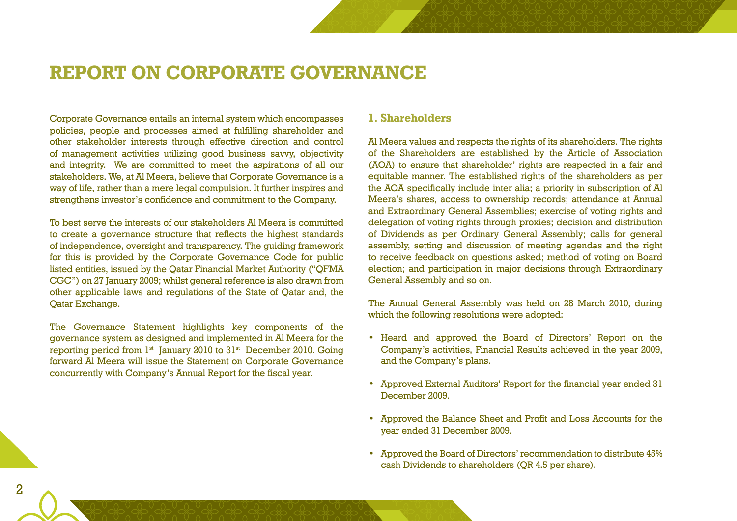# REPORT ON CORPORATE GOVERNANCE

Corporate Governance entails an internal system which encompasses policies, people and processes aimed at fulfilling shareholder and other stakeholder interests through effective direction and control of management activities utilizing good business savvy, objectivity and integrity. We are committed to meet the aspirations of all our stakeholders. We, at Al Meera, believe that Corporate Governance is a way of life, rather than a mere legal compulsion. It further inspires and strengthens investor's confidence and commitment to the Company.

To best serve the interests of our stakeholders Al Meera is committed to create a governance structure that reflects the highest standards of independence, oversight and transparency. The guiding framework for this is provided by the Corporate Governance Code for public listed entities, issued by the Qatar Financial Market Authority ("QFMA CGC") on 27 January 2009; whilst general reference is also drawn from other applicable laws and regulations of the State of Qatar and, the Qatar Exchange.

The Governance Statement highlights key components of the governance system as designed and implemented in Al Meera for the reporting period from 1st January 2010 to 31st December 2010. Going forward Al Meera will issue the Statement on Corporate Governance concurrently with Company's Annual Report for the fiscal year.

## 1. Shareholders

Al Meera values and respects the rights of its shareholders. The rights of the Shareholders are established by the Article of Association (AOA) to ensure that shareholder' rights are respected in a fair and equitable manner. The established rights of the shareholders as per the AOA specifically include inter alia; a priority in subscription of Al Meera's shares, access to ownership records; attendance at Annual and Extraordinary General Assemblies; exercise of voting rights and delegation of voting rights through proxies; decision and distribution of Dividends as per Ordinary General Assembly; calls for general assembly, setting and discussion of meeting agendas and the right to receive feedback on questions asked; method of voting on Board election; and participation in major decisions through Extraordinary General Assembly and so on.

The Annual General Assembly was held on 28 March 2010, during which the following resolutions were adopted:

- Heard and approved the Board of Directors' Report on the Company's activities, Financial Results achieved in the year 2009, and the Company's plans.
- Approved External Auditors' Report for the financial year ended 31 December 2009.
- Approved the Balance Sheet and Profit and Loss Accounts for the year ended 31 December 2009.
- Approved the Board of Directors' recommendation to distribute 45% cash Dividends to shareholders (QR 4.5 per share).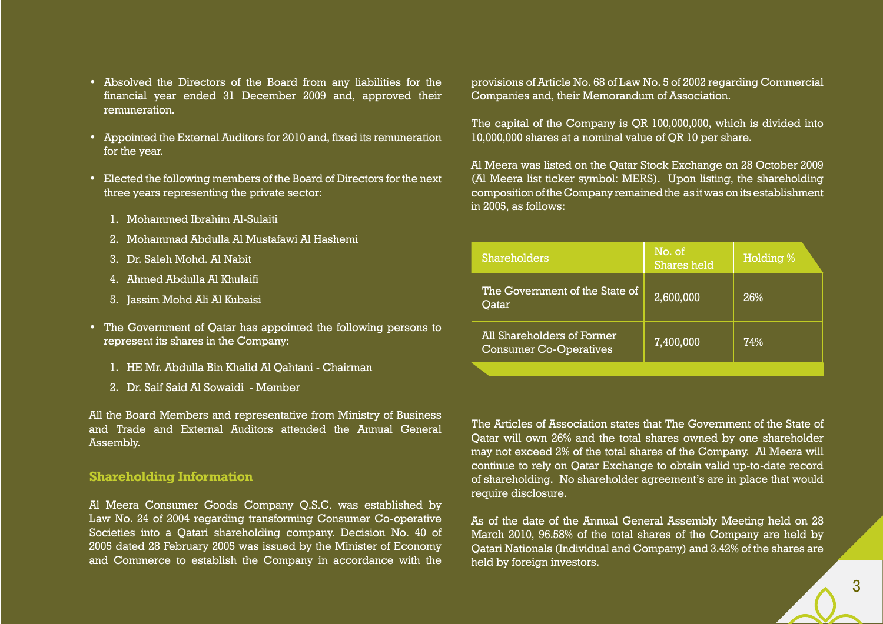- Absolved the Directors of the Board from any liabilities for the financial year ended 31 December 2009 and, approved their remuneration.

- Appointed the External Auditors for 2010 and, fixed its remuneration for the year.

- Elected the following members of the Board of Directors for the next three years representing the private sector:

  1. Mohammed Ibrahim Al-Sulaiti
  2. Mohammad Abdulla Al Mustafawi Al Hashemi
  3. Dr. Saleh Mohd. Al Nabit
  4. Ahmed Abdulla Al Khulaifi
  5. Jassim Mohd Ali Al Kubaisi

- The Government of Qatar has appointed the following persons to represent its shares in the Company:

  1. HE Mr. Abdulla Bin Khalid Al Qahtani - Chairman
  2. Dr. Saif Said Al Sowaidi - Member

All the Board Members and representative from Ministry of Business and Trade and External Auditors attended the Annual General Assembly.

## Shareholding Information

Al Meera Consumer Goods Company Q.S.C. was established by Law No. 24 of 2004 regarding transforming Consumer Co-operative Societies into a Qatari shareholding company. Decision No. 40 of 2005 dated 28 February 2005 was issued by the Minister of Economy and Commerce to establish the Company in accordance with the provisions of Article No. 68 of Law No. 5 of 2002 regarding Commercial Companies and, their Memorandum of Association.

The capital of the Company is QR 100,000,000, which is divided into 10,000,000 shares at a nominal value of QR 10 per share.

Al Meera was listed on the Qatar Stock Exchange on 28 October 2009 (Al Meera list ticker symbol: MERS). Upon listing, the shareholding composition of the Company remained the as it was on its establishment in 2005, as follows:

| Shareholders | No. of Shares held | Holding % |
|---|---|---|
| The Government of the State of Qatar | 2,600,000 | 26% |
| All Shareholders of Former Consumer Co-Operatives | 7,400,000 | 74% |

The Articles of Association states that The Government of the State of Qatar will own 26% and the total shares owned by one shareholder may not exceed 2% of the total shares of the Company. Al Meera will continue to rely on Qatar Exchange to obtain valid up-to-date record of shareholding. No shareholder agreement's are in place that would require disclosure.

As of the date of the Annual General Assembly Meeting held on 28 March 2010, 96.58% of the total shares of the Company are held by Qatari Nationals (Individual and Company) and 3.42% of the shares are held by foreign investors.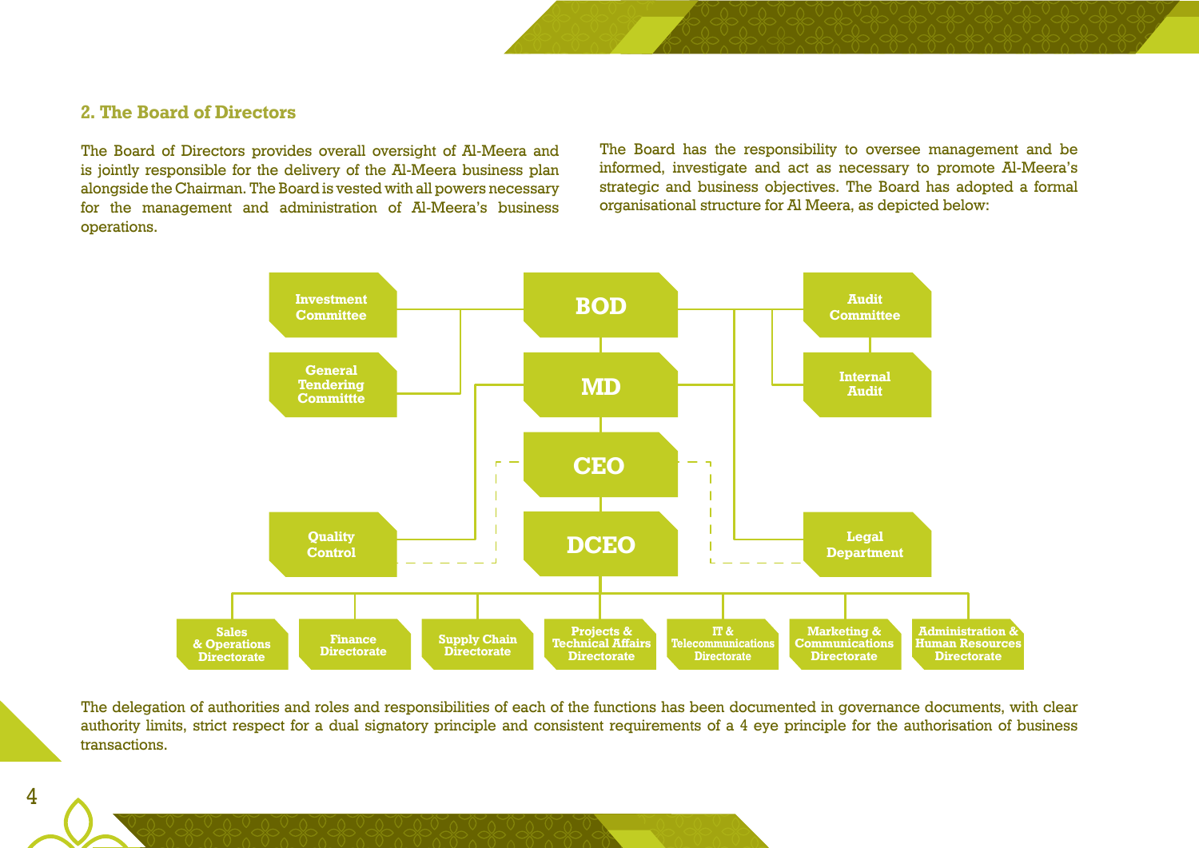## 2. The Board of Directors

The Board of Directors provides overall oversight of Al-Meera and is jointly responsible for the delivery of the Al-Meera business plan alongside the Chairman. The Board is vested with all powers necessary for the management and administration of Al-Meera's business operations.

The Board has the responsibility to oversee management and be informed, investigate and act as necessary to promote Al-Meera's strategic and business objectives. The Board has adopted a formal organisational structure for Al Meera, as depicted below:

Investment Committee

General Tendering Committte

BOD

MD

CEO

DCEO

Audit Committee

Internal Audit

Quality Control

Legal Department

Sales & Operations Directorate

Finance Directorate

Supply Chain Directorate

Projects & Technical Affairs Directorate

IT & Telecommunications Directorate

Marketing & Communications Directorate

Administration & Human Resources Directorate

The delegation of authorities and roles and responsibilities of each of the functions has been documented in governance documents, with clear authority limits, strict respect for a dual signatory principle and consistent requirements of a 4 eye principle for the authorisation of business transactions.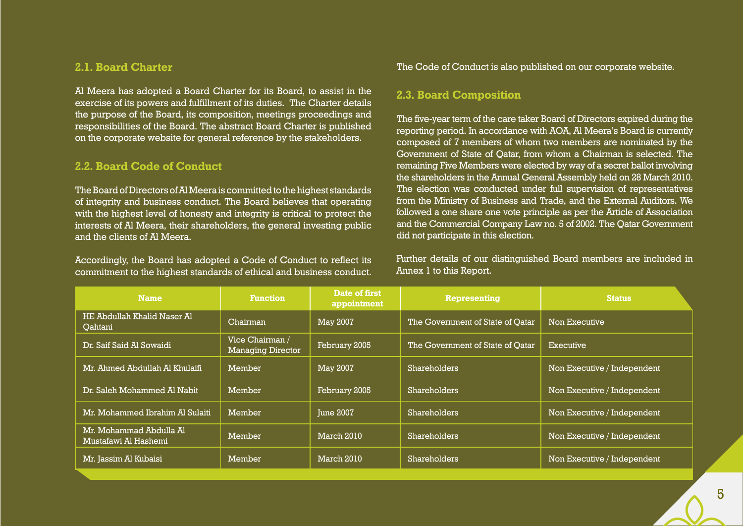## 2.1. Board Charter

Al Meera has adopted a Board Charter for its Board, to assist in the exercise of its powers and fulfillment of its duties. The Charter details the purpose of the Board, its composition, meetings proceedings and responsibilities of the Board. The abstract Board Charter is published on the corporate website for general reference by the stakeholders.

## 2.2. Board Code of Conduct

The Board of Directors of Al Meera is committed to the highest standards of integrity and business conduct. The Board believes that operating with the highest level of honesty and integrity is critical to protect the interests of Al Meera, their shareholders, the general investing public and the clients of Al Meera.

Accordingly, the Board has adopted a Code of Conduct to reflect its commitment to the highest standards of ethical and business conduct. The Code of Conduct is also published on our corporate website.

## 2.3. Board Composition

The five-year term of the care taker Board of Directors expired during the reporting period. In accordance with AOA, Al Meera's Board is currently composed of 7 members of whom two members are nominated by the Government of State of Qatar, from whom a Chairman is selected. The remaining Five Members were elected by way of a secret ballot involving the shareholders in the Annual General Assembly held on 28 March 2010. The election was conducted under full supervision of representatives from the Ministry of Business and Trade, and the External Auditors. We followed a one share one vote principle as per the Article of Association and the Commercial Company Law no. 5 of 2002. The Qatar Government did not participate in this election.

Further details of our distinguished Board members are included in Annex 1 to this Report.

| Name | Function | Date of first appointment | Representing | Status |
|---|---|---|---|---|
| HE Abdullah Khalid Naser Al Qahtani | Chairman | May 2007 | The Government of State of Qatar | Non Executive |
| Dr. Saif Said Al Sowaidi | Vice Chairman / Managing Director | February 2005 | The Government of State of Qatar | Executive |
| Mr. Ahmed Abdullah Al Khulaifi | Member | May 2007 | Shareholders | Non Executive / Independent |
| Dr. Saleh Mohammed Al Nabit | Member | February 2005 | Shareholders | Non Executive / Independent |
| Mr. Mohammed Ibrahim Al Sulaiti | Member | June 2007 | Shareholders | Non Executive / Independent |
| Mr. Mohammad Abdulla Al Mustafawi Al Hashemi | Member | March 2010 | Shareholders | Non Executive / Independent |
| Mr. Jassim Al Kubaisi | Member | March 2010 | Shareholders | Non Executive / Independent |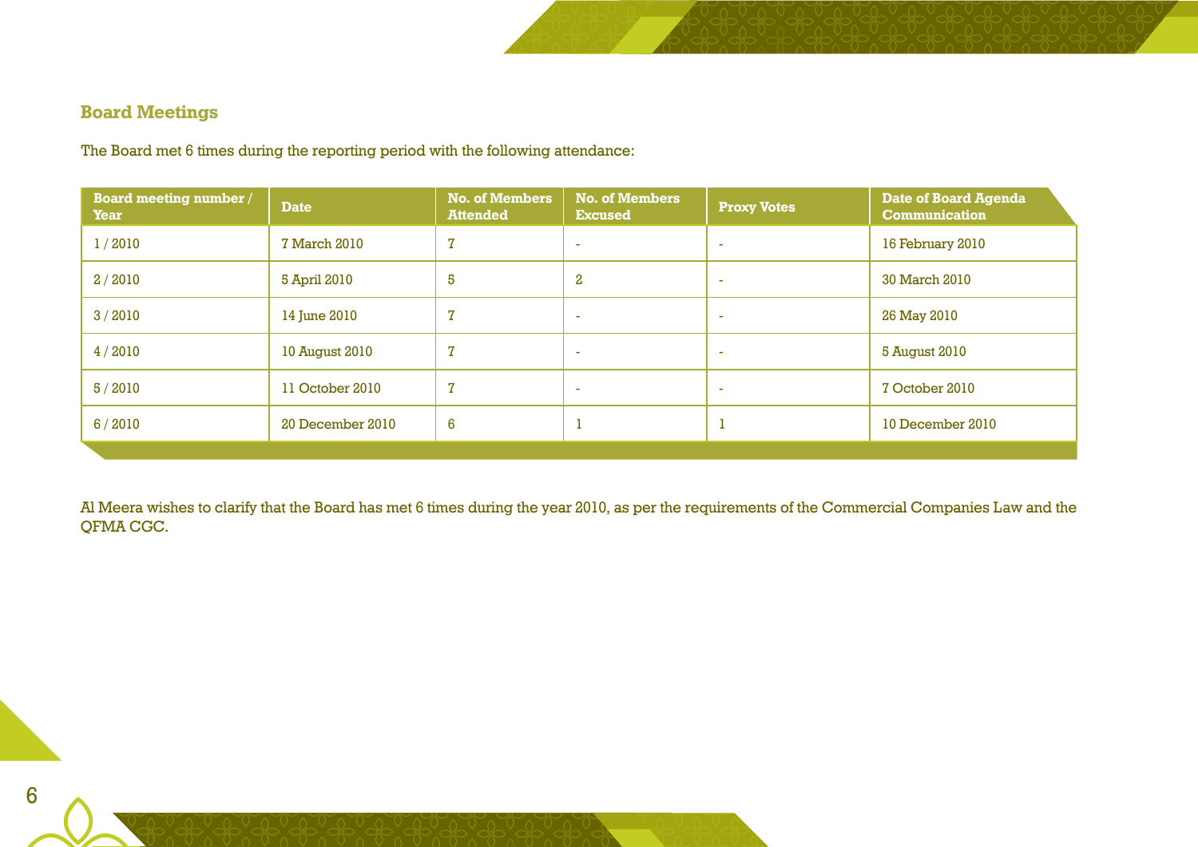## Board Meetings

The Board met 6 times during the reporting period with the following attendance:

| Board meeting number / Year | Date | No. of Members Attended | No. of Members Excused | Proxy Votes | Date of Board Agenda Communication |
|---|---|---|---|---|---|
| 1 / 2010 | 7 March 2010 | 7 | - | - | 16 February 2010 |
| 2 / 2010 | 5 April 2010 | 5 | 2 | - | 30 March 2010 |
| 3 / 2010 | 14 June 2010 | 7 | - | - | 26 May 2010 |
| 4 / 2010 | 10 August 2010 | 7 | - | - | 5 August 2010 |
| 5 / 2010 | 11 October 2010 | 7 | - | - | 7 October 2010 |
| 6 / 2010 | 20 December 2010 | 6 | 1 | 1 | 10 December 2010 |

Al Meera wishes to clarify that the Board has met 6 times during the year 2010, as per the requirements of the Commercial Companies Law and the QFMA CGC.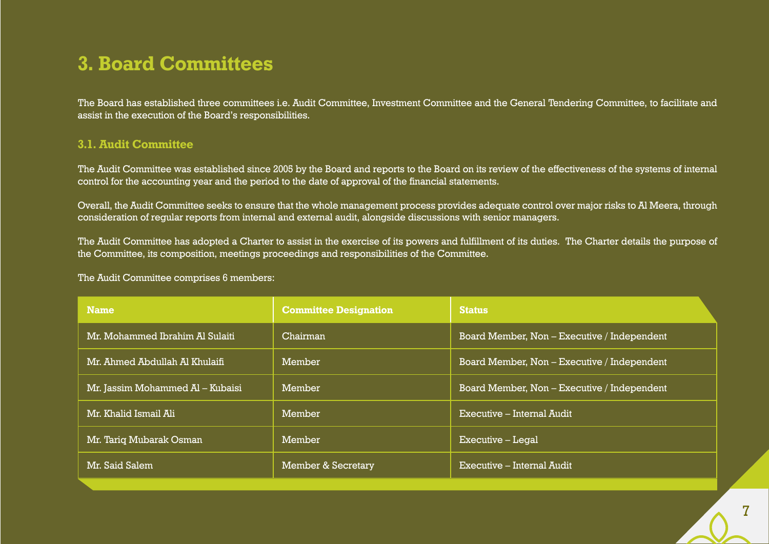# 3. Board Committees

The Board has established three committees i.e. Audit Committee, Investment Committee and the General Tendering Committee, to facilitate and assist in the execution of the Board's responsibilities.

## 3.1. Audit Committee

The Audit Committee was established since 2005 by the Board and reports to the Board on its review of the effectiveness of the systems of internal control for the accounting year and the period to the date of approval of the financial statements.

Overall, the Audit Committee seeks to ensure that the whole management process provides adequate control over major risks to Al Meera, through consideration of regular reports from internal and external audit, alongside discussions with senior managers.

The Audit Committee has adopted a Charter to assist in the exercise of its powers and fulfillment of its duties. The Charter details the purpose of the Committee, its composition, meetings proceedings and responsibilities of the Committee.

The Audit Committee comprises 6 members:

| Name | Committee Designation | Status |
|---|---|---|
| Mr. Mohammed Ibrahim Al Sulaiti | Chairman | Board Member, Non – Executive / Independent |
| Mr. Ahmed Abdullah Al Khulaifi | Member | Board Member, Non – Executive / Independent |
| Mr. Jassim Mohammed Al – Kubaisi | Member | Board Member, Non – Executive / Independent |
| Mr. Khalid Ismail Ali | Member | Executive – Internal Audit |
| Mr. Tariq Mubarak Osman | Member | Executive – Legal |
| Mr. Said Salem | Member & Secretary | Executive – Internal Audit |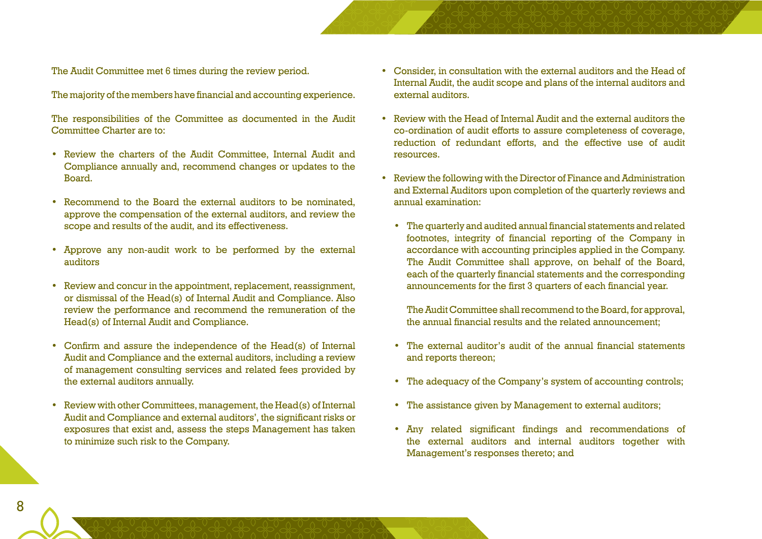The Audit Committee met 6 times during the review period.

The majority of the members have financial and accounting experience.

The responsibilities of the Committee as documented in the Audit Committee Charter are to:

- Review the charters of the Audit Committee, Internal Audit and Compliance annually and, recommend changes or updates to the Board.
- Recommend to the Board the external auditors to be nominated, approve the compensation of the external auditors, and review the scope and results of the audit, and its effectiveness.
- Approve any non-audit work to be performed by the external auditors
- Review and concur in the appointment, replacement, reassignment, or dismissal of the Head(s) of Internal Audit and Compliance. Also review the performance and recommend the remuneration of the Head(s) of Internal Audit and Compliance.
- Confirm and assure the independence of the Head(s) of Internal Audit and Compliance and the external auditors, including a review of management consulting services and related fees provided by the external auditors annually.
- Review with other Committees, management, the Head(s) of Internal Audit and Compliance and external auditors', the significant risks or exposures that exist and, assess the steps Management has taken to minimize such risk to the Company.
- Consider, in consultation with the external auditors and the Head of Internal Audit, the audit scope and plans of the internal auditors and external auditors.
- Review with the Head of Internal Audit and the external auditors the co-ordination of audit efforts to assure completeness of coverage, reduction of redundant efforts, and the effective use of audit resources.
- Review the following with the Director of Finance and Administration and External Auditors upon completion of the quarterly reviews and annual examination:
  - The quarterly and audited annual financial statements and related footnotes, integrity of financial reporting of the Company in accordance with accounting principles applied in the Company. The Audit Committee shall approve, on behalf of the Board, each of the quarterly financial statements and the corresponding announcements for the first 3 quarters of each financial year.

    The Audit Committee shall recommend to the Board, for approval, the annual financial results and the related announcement;
  - The external auditor's audit of the annual financial statements and reports thereon;
  - The adequacy of the Company's system of accounting controls;
  - The assistance given by Management to external auditors;
  - Any related significant findings and recommendations of the external auditors and internal auditors together with Management's responses thereto; and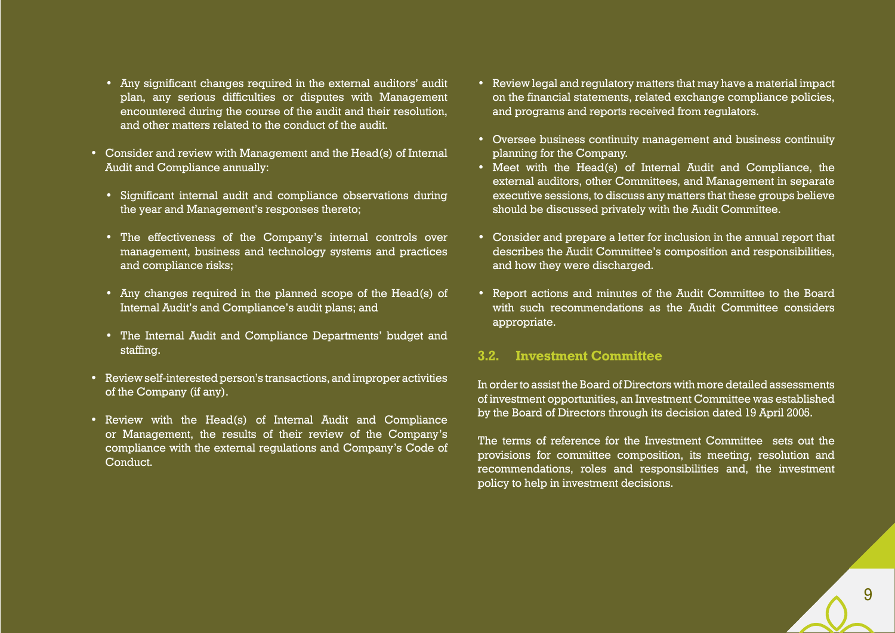- Any significant changes required in the external auditors' audit plan, any serious difficulties or disputes with Management encountered during the course of the audit and their resolution, and other matters related to the conduct of the audit.

- Consider and review with Management and the Head(s) of Internal Audit and Compliance annually:

  - Significant internal audit and compliance observations during the year and Management's responses thereto;

  - The effectiveness of the Company's internal controls over management, business and technology systems and practices and compliance risks;

  - Any changes required in the planned scope of the Head(s) of Internal Audit's and Compliance's audit plans; and

  - The Internal Audit and Compliance Departments' budget and staffing.

- Review self-interested person's transactions, and improper activities of the Company (if any).

- Review with the Head(s) of Internal Audit and Compliance or Management, the results of their review of the Company's compliance with the external regulations and Company's Code of Conduct.

- Review legal and regulatory matters that may have a material impact on the financial statements, related exchange compliance policies, and programs and reports received from regulators.

- Oversee business continuity management and business continuity planning for the Company.
- Meet with the Head(s) of Internal Audit and Compliance, the external auditors, other Committees, and Management in separate executive sessions, to discuss any matters that these groups believe should be discussed privately with the Audit Committee.

- Consider and prepare a letter for inclusion in the annual report that describes the Audit Committee's composition and responsibilities, and how they were discharged.

- Report actions and minutes of the Audit Committee to the Board with such recommendations as the Audit Committee considers appropriate.

### 3.2. Investment Committee

In order to assist the Board of Directors with more detailed assessments of investment opportunities, an Investment Committee was established by the Board of Directors through its decision dated 19 April 2005.

The terms of reference for the Investment Committee sets out the provisions for committee composition, its meeting, resolution and recommendations, roles and responsibilities and, the investment policy to help in investment decisions.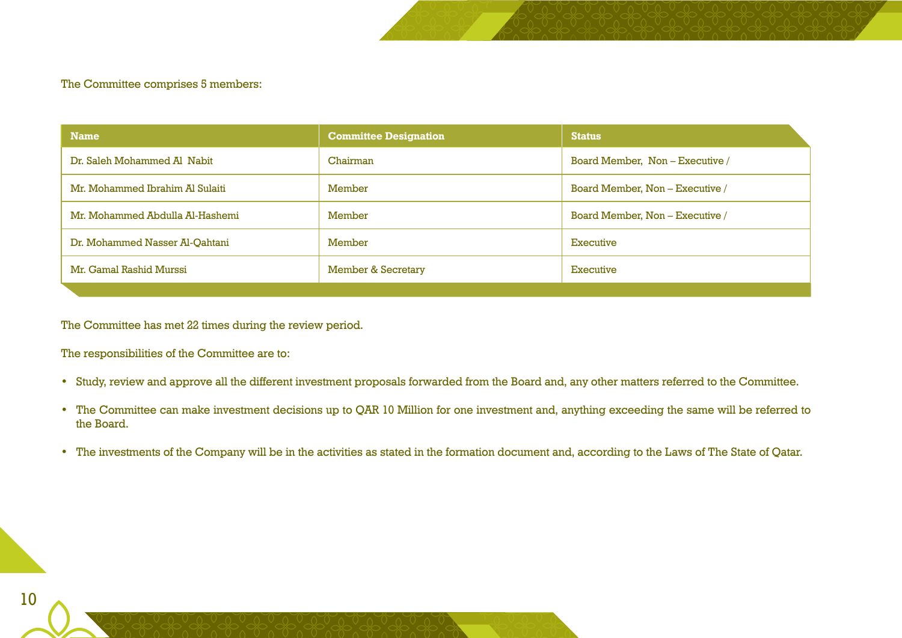The Committee comprises 5 members:

| Name | Committee Designation | Status |
|---|---|---|
| Dr. Saleh Mohammed Al  Nabit | Chairman | Board Member,  Non – Executive / |
| Mr. Mohammed Ibrahim Al Sulaiti | Member | Board Member, Non – Executive / |
| Mr. Mohammed Abdulla Al-Hashemi | Member | Board Member, Non – Executive / |
| Dr. Mohammed Nasser Al-Qahtani | Member | Executive |
| Mr. Gamal Rashid Murssi | Member & Secretary | Executive |

The Committee has met 22 times during the review period.

The responsibilities of the Committee are to:

- Study, review and approve all the different investment proposals forwarded from the Board and, any other matters referred to the Committee.
- The Committee can make investment decisions up to QAR 10 Million for one investment and, anything exceeding the same will be referred to the Board.
- The investments of the Company will be in the activities as stated in the formation document and, according to the Laws of The State of Qatar.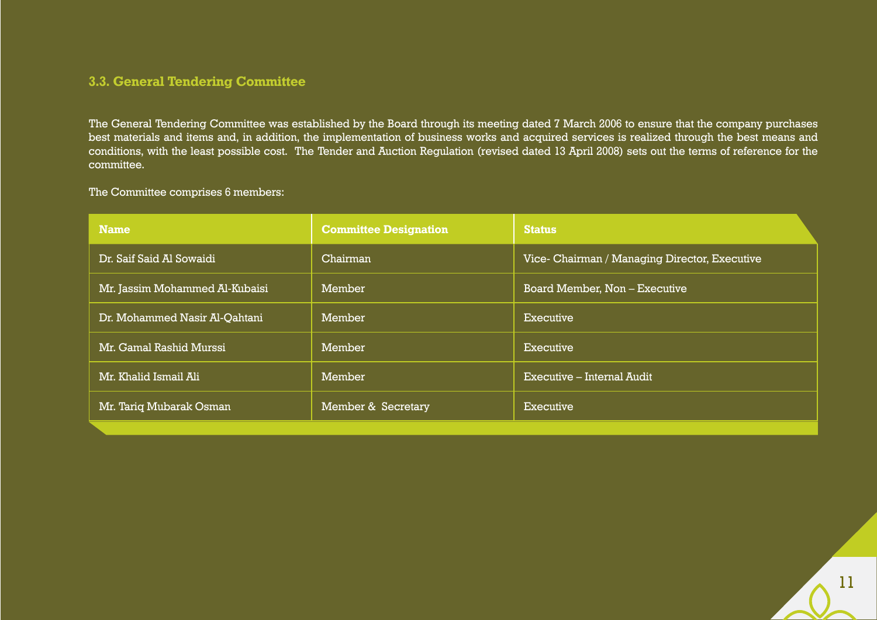### 3.3. General Tendering Committee

The General Tendering Committee was established by the Board through its meeting dated 7 March 2006 to ensure that the company purchases best materials and items and, in addition, the implementation of business works and acquired services is realized through the best means and conditions, with the least possible cost. The Tender and Auction Regulation (revised dated 13 April 2008) sets out the terms of reference for the committee.

The Committee comprises 6 members:

| Name | Committee Designation | Status |
| --- | --- | --- |
| Dr. Saif Said Al Sowaidi | Chairman | Vice- Chairman / Managing Director, Executive |
| Mr. Jassim Mohammed Al-Kubaisi | Member | Board Member, Non – Executive |
| Dr. Mohammed Nasir Al-Qahtani | Member | Executive |
| Mr. Gamal Rashid Murssi | Member | Executive |
| Mr. Khalid Ismail Ali | Member | Executive – Internal Audit |
| Mr. Tariq Mubarak Osman | Member & Secretary | Executive |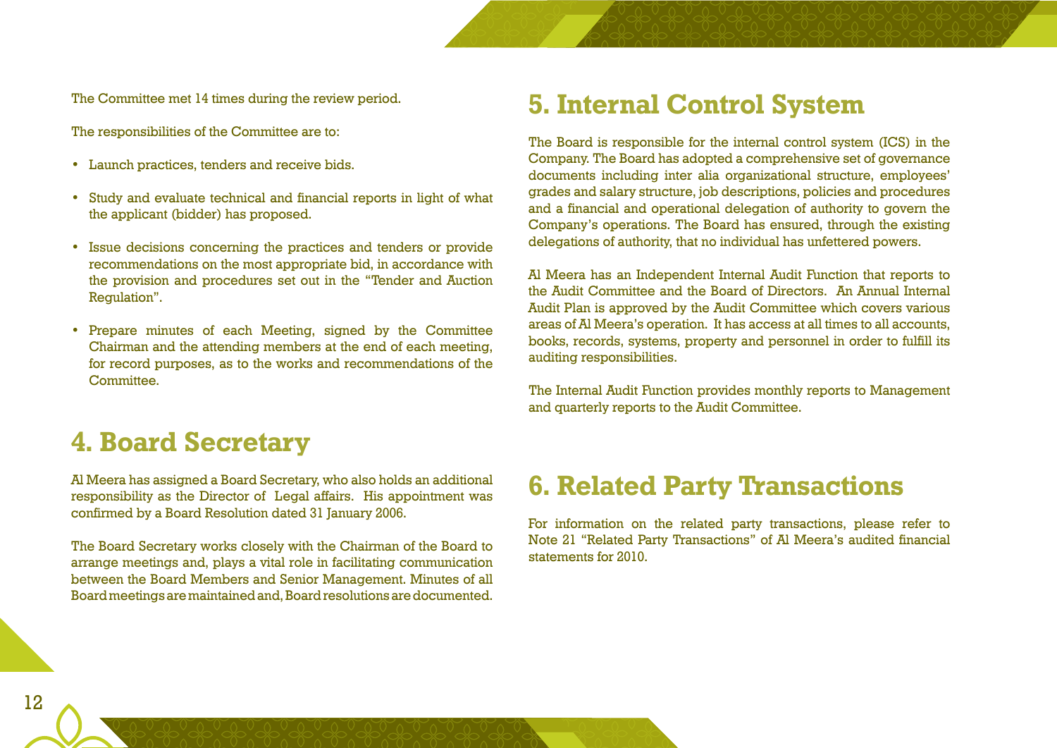The Committee met 14 times during the review period.

The responsibilities of the Committee are to:

- Launch practices, tenders and receive bids.
- Study and evaluate technical and financial reports in light of what the applicant (bidder) has proposed.
- Issue decisions concerning the practices and tenders or provide recommendations on the most appropriate bid, in accordance with the provision and procedures set out in the "Tender and Auction Regulation".
- Prepare minutes of each Meeting, signed by the Committee Chairman and the attending members at the end of each meeting, for record purposes, as to the works and recommendations of the Committee.

# 4. Board Secretary

Al Meera has assigned a Board Secretary, who also holds an additional responsibility as the Director of Legal affairs. His appointment was confirmed by a Board Resolution dated 31 January 2006.

The Board Secretary works closely with the Chairman of the Board to arrange meetings and, plays a vital role in facilitating communication between the Board Members and Senior Management. Minutes of all Board meetings are maintained and, Board resolutions are documented.

# 5. Internal Control System

The Board is responsible for the internal control system (ICS) in the Company. The Board has adopted a comprehensive set of governance documents including inter alia organizational structure, employees' grades and salary structure, job descriptions, policies and procedures and a financial and operational delegation of authority to govern the Company's operations. The Board has ensured, through the existing delegations of authority, that no individual has unfettered powers.

Al Meera has an Independent Internal Audit Function that reports to the Audit Committee and the Board of Directors. An Annual Internal Audit Plan is approved by the Audit Committee which covers various areas of Al Meera's operation. It has access at all times to all accounts, books, records, systems, property and personnel in order to fulfill its auditing responsibilities.

The Internal Audit Function provides monthly reports to Management and quarterly reports to the Audit Committee.

# 6. Related Party Transactions

For information on the related party transactions, please refer to Note 21 "Related Party Transactions" of Al Meera's audited financial statements for 2010.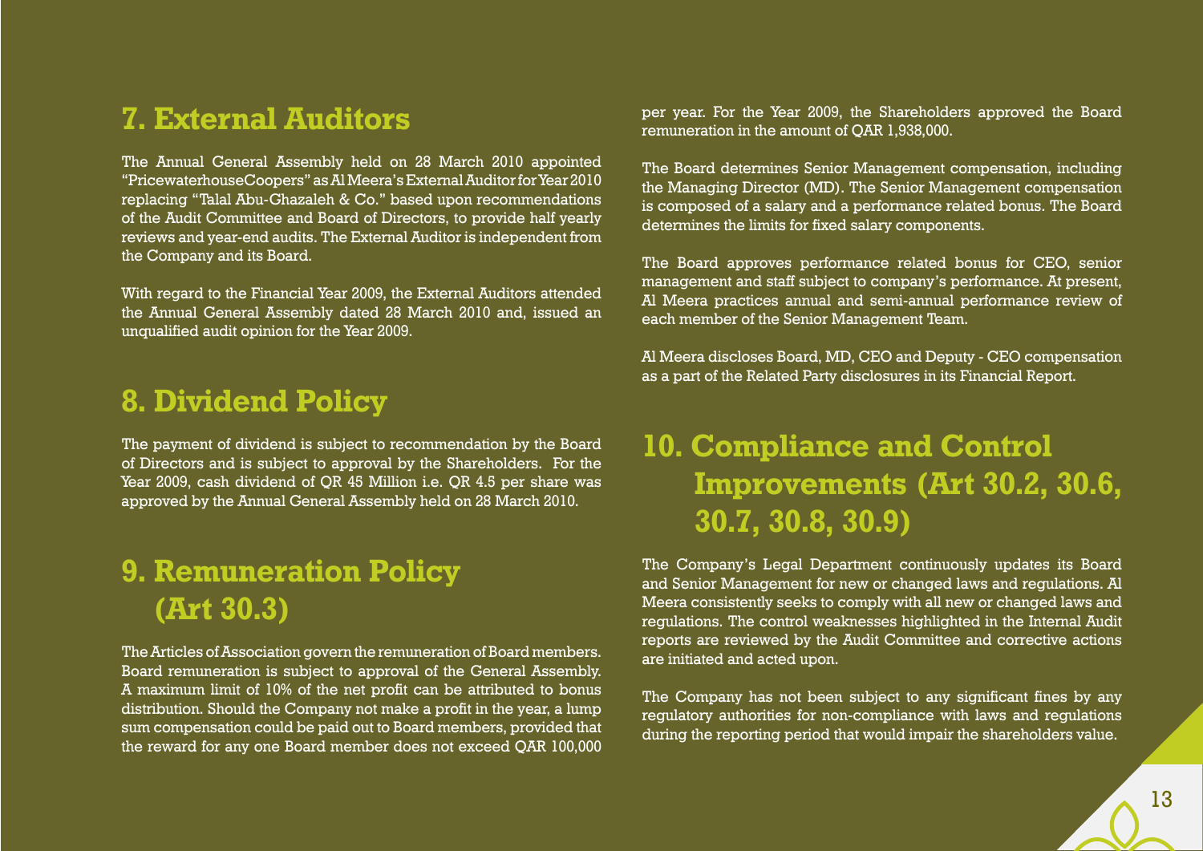## 7. External Auditors

The Annual General Assembly held on 28 March 2010 appointed "PricewaterhouseCoopers" as Al Meera's External Auditor for Year 2010 replacing "Talal Abu-Ghazaleh & Co." based upon recommendations of the Audit Committee and Board of Directors, to provide half yearly reviews and year-end audits. The External Auditor is independent from the Company and its Board.

With regard to the Financial Year 2009, the External Auditors attended the Annual General Assembly dated 28 March 2010 and, issued an unqualified audit opinion for the Year 2009.

## 8. Dividend Policy

The payment of dividend is subject to recommendation by the Board of Directors and is subject to approval by the Shareholders. For the Year 2009, cash dividend of QR 45 Million i.e. QR 4.5 per share was approved by the Annual General Assembly held on 28 March 2010.

## 9. Remuneration Policy (Art 30.3)

The Articles of Association govern the remuneration of Board members. Board remuneration is subject to approval of the General Assembly. A maximum limit of 10% of the net profit can be attributed to bonus distribution. Should the Company not make a profit in the year, a lump sum compensation could be paid out to Board members, provided that the reward for any one Board member does not exceed QAR 100,000 per year. For the Year 2009, the Shareholders approved the Board remuneration in the amount of QAR 1,938,000.

The Board determines Senior Management compensation, including the Managing Director (MD). The Senior Management compensation is composed of a salary and a performance related bonus. The Board determines the limits for fixed salary components.

The Board approves performance related bonus for CEO, senior management and staff subject to company's performance. At present, Al Meera practices annual and semi-annual performance review of each member of the Senior Management Team.

Al Meera discloses Board, MD, CEO and Deputy - CEO compensation as a part of the Related Party disclosures in its Financial Report.

## 10. Compliance and Control Improvements (Art 30.2, 30.6, 30.7, 30.8, 30.9)

The Company's Legal Department continuously updates its Board and Senior Management for new or changed laws and regulations. Al Meera consistently seeks to comply with all new or changed laws and regulations. The control weaknesses highlighted in the Internal Audit reports are reviewed by the Audit Committee and corrective actions are initiated and acted upon.

The Company has not been subject to any significant fines by any regulatory authorities for non-compliance with laws and regulations during the reporting period that would impair the shareholders value.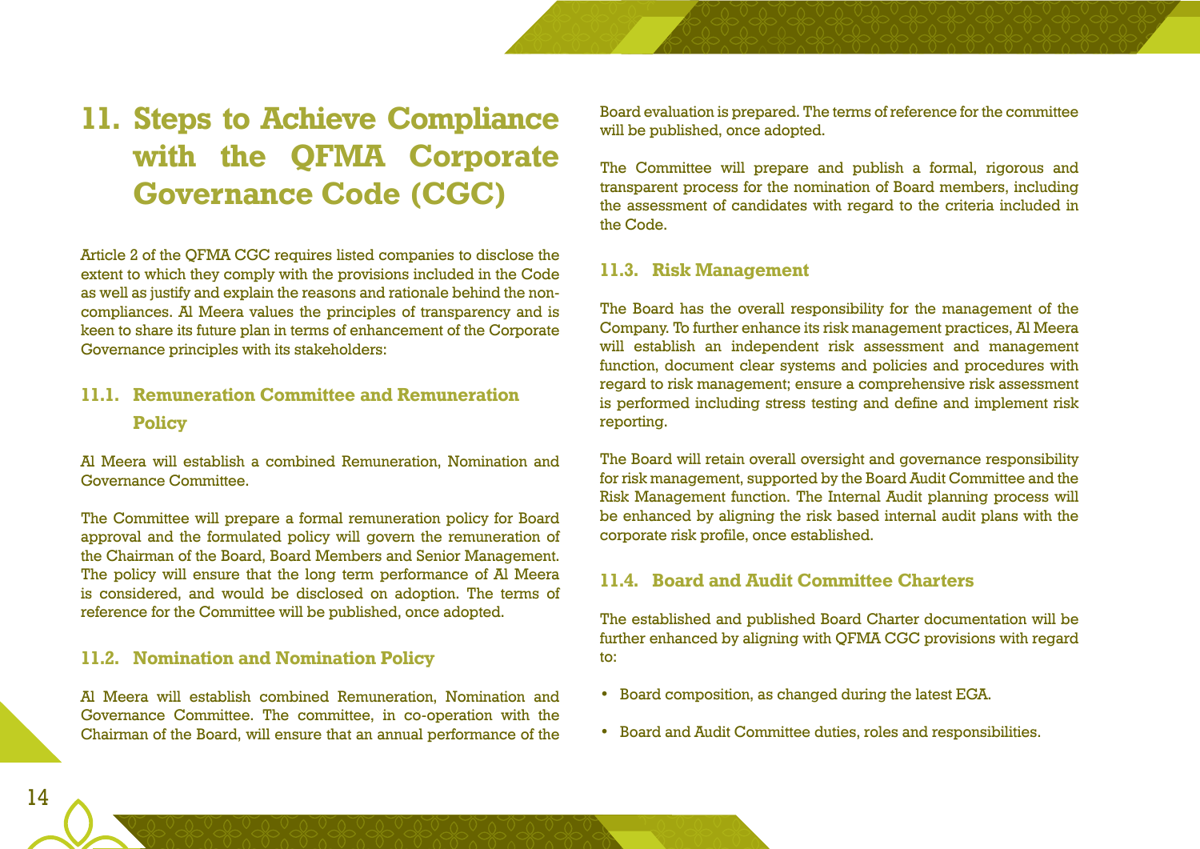# 11. Steps to Achieve Compliance with the QFMA Corporate Governance Code (CGC)

Article 2 of the QFMA CGC requires listed companies to disclose the extent to which they comply with the provisions included in the Code as well as justify and explain the reasons and rationale behind the non-compliances. Al Meera values the principles of transparency and is keen to share its future plan in terms of enhancement of the Corporate Governance principles with its stakeholders:

## 11.1. Remuneration Committee and Remuneration Policy

Al Meera will establish a combined Remuneration, Nomination and Governance Committee.

The Committee will prepare a formal remuneration policy for Board approval and the formulated policy will govern the remuneration of the Chairman of the Board, Board Members and Senior Management. The policy will ensure that the long term performance of Al Meera is considered, and would be disclosed on adoption. The terms of reference for the Committee will be published, once adopted.

## 11.2. Nomination and Nomination Policy

Al Meera will establish combined Remuneration, Nomination and Governance Committee. The committee, in co-operation with the Chairman of the Board, will ensure that an annual performance of the Board evaluation is prepared. The terms of reference for the committee will be published, once adopted.

The Committee will prepare and publish a formal, rigorous and transparent process for the nomination of Board members, including the assessment of candidates with regard to the criteria included in the Code.

## 11.3. Risk Management

The Board has the overall responsibility for the management of the Company. To further enhance its risk management practices, Al Meera will establish an independent risk assessment and management function, document clear systems and policies and procedures with regard to risk management; ensure a comprehensive risk assessment is performed including stress testing and define and implement risk reporting.

The Board will retain overall oversight and governance responsibility for risk management, supported by the Board Audit Committee and the Risk Management function. The Internal Audit planning process will be enhanced by aligning the risk based internal audit plans with the corporate risk profile, once established.

## 11.4. Board and Audit Committee Charters

The established and published Board Charter documentation will be further enhanced by aligning with QFMA CGC provisions with regard to:

- Board composition, as changed during the latest EGA.
- Board and Audit Committee duties, roles and responsibilities.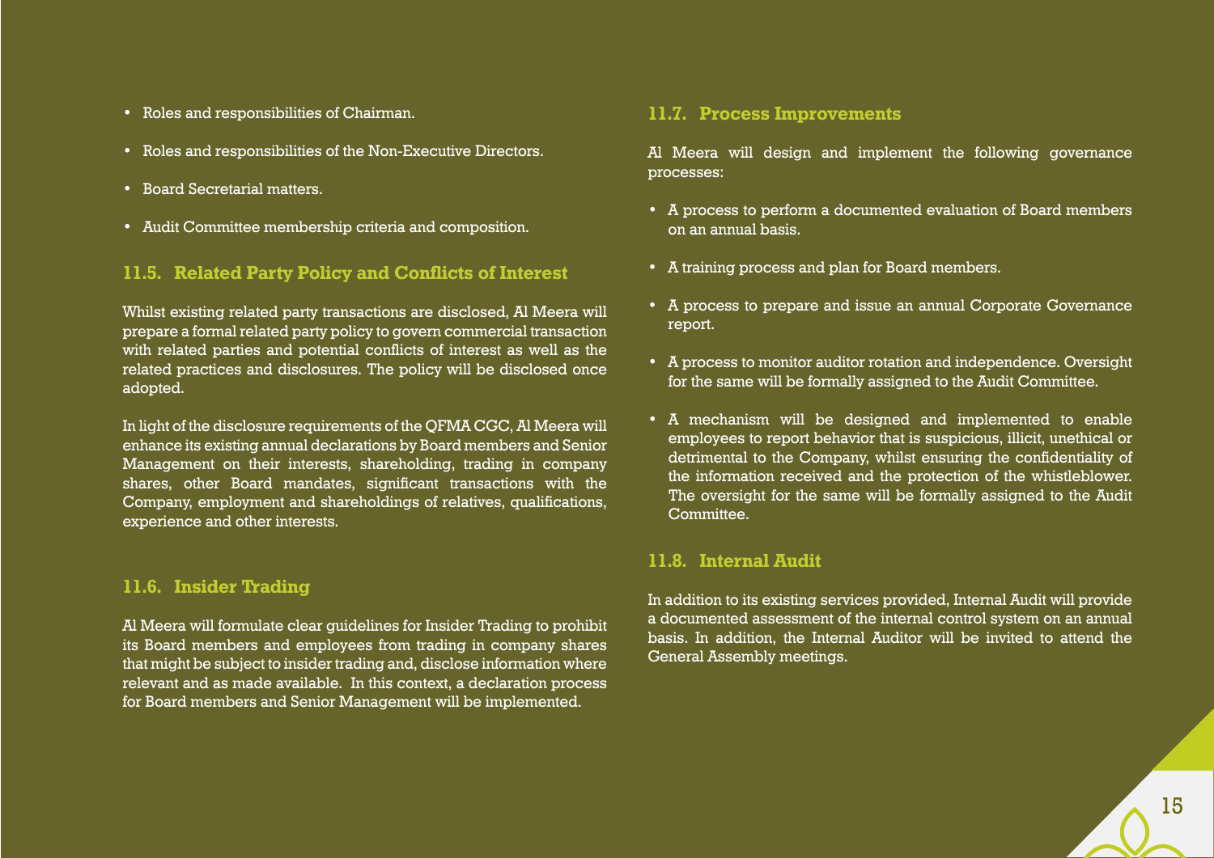- Roles and responsibilities of Chairman.
- Roles and responsibilities of the Non-Executive Directors.
- Board Secretarial matters.
- Audit Committee membership criteria and composition.

### 11.5. Related Party Policy and Conflicts of Interest

Whilst existing related party transactions are disclosed, Al Meera will prepare a formal related party policy to govern commercial transaction with related parties and potential conflicts of interest as well as the related practices and disclosures. The policy will be disclosed once adopted.

In light of the disclosure requirements of the QFMA CGC, Al Meera will enhance its existing annual declarations by Board members and Senior Management on their interests, shareholding, trading in company shares, other Board mandates, significant transactions with the Company, employment and shareholdings of relatives, qualifications, experience and other interests.

### 11.6. Insider Trading

Al Meera will formulate clear guidelines for Insider Trading to prohibit its Board members and employees from trading in company shares that might be subject to insider trading and, disclose information where relevant and as made available. In this context, a declaration process for Board members and Senior Management will be implemented.

### 11.7. Process Improvements

Al Meera will design and implement the following governance processes:

- A process to perform a documented evaluation of Board members on an annual basis.
- A training process and plan for Board members.
- A process to prepare and issue an annual Corporate Governance report.
- A process to monitor auditor rotation and independence. Oversight for the same will be formally assigned to the Audit Committee.
- A mechanism will be designed and implemented to enable employees to report behavior that is suspicious, illicit, unethical or detrimental to the Company, whilst ensuring the confidentiality of the information received and the protection of the whistleblower. The oversight for the same will be formally assigned to the Audit Committee.

### 11.8. Internal Audit

In addition to its existing services provided, Internal Audit will provide a documented assessment of the internal control system on an annual basis. In addition, the Internal Auditor will be invited to attend the General Assembly meetings.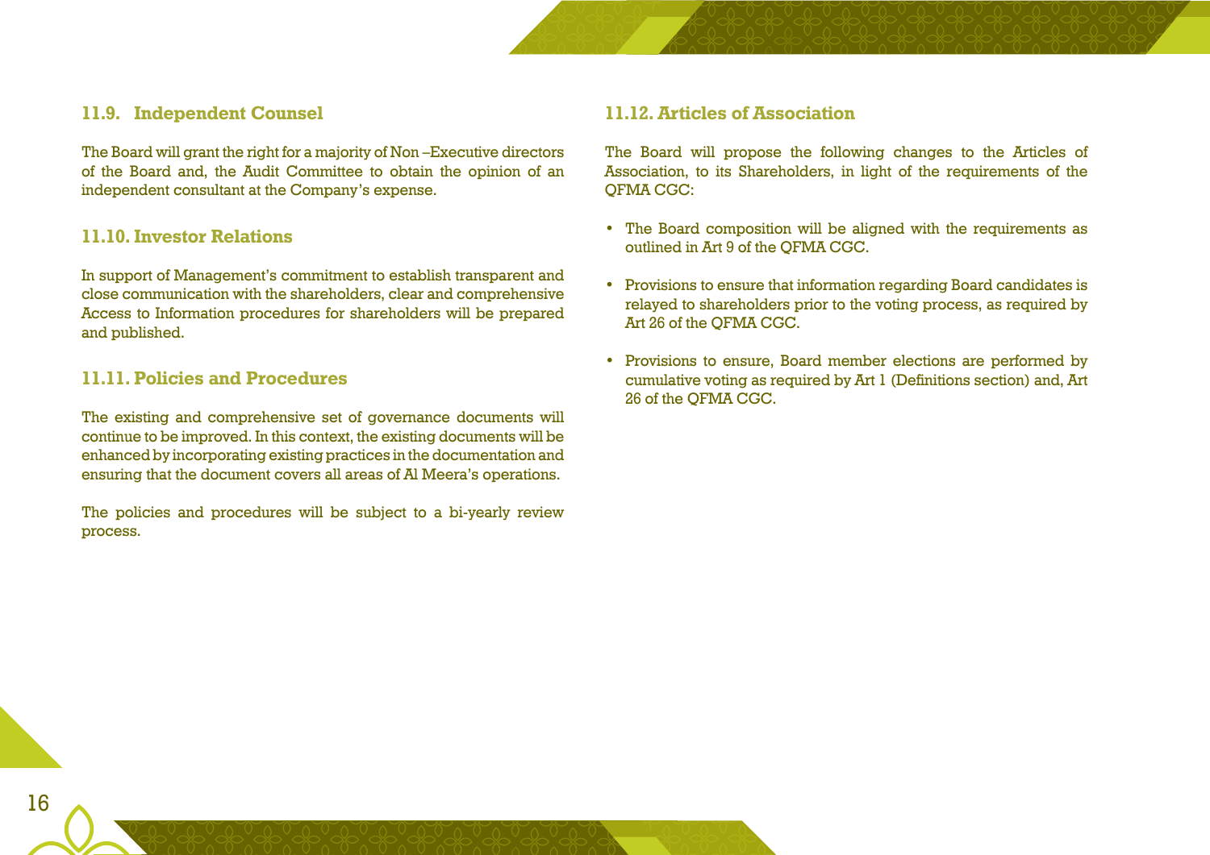### 11.9. Independent Counsel

The Board will grant the right for a majority of Non –Executive directors of the Board and, the Audit Committee to obtain the opinion of an independent consultant at the Company's expense.

### 11.10. Investor Relations

In support of Management's commitment to establish transparent and close communication with the shareholders, clear and comprehensive Access to Information procedures for shareholders will be prepared and published.

### 11.11. Policies and Procedures

The existing and comprehensive set of governance documents will continue to be improved. In this context, the existing documents will be enhanced by incorporating existing practices in the documentation and ensuring that the document covers all areas of Al Meera's operations.

The policies and procedures will be subject to a bi-yearly review process.

### 11.12. Articles of Association

The Board will propose the following changes to the Articles of Association, to its Shareholders, in light of the requirements of the QFMA CGC:

- The Board composition will be aligned with the requirements as outlined in Art 9 of the QFMA CGC.
- Provisions to ensure that information regarding Board candidates is relayed to shareholders prior to the voting process, as required by Art 26 of the QFMA CGC.
- Provisions to ensure, Board member elections are performed by cumulative voting as required by Art 1 (Definitions section) and, Art 26 of the QFMA CGC.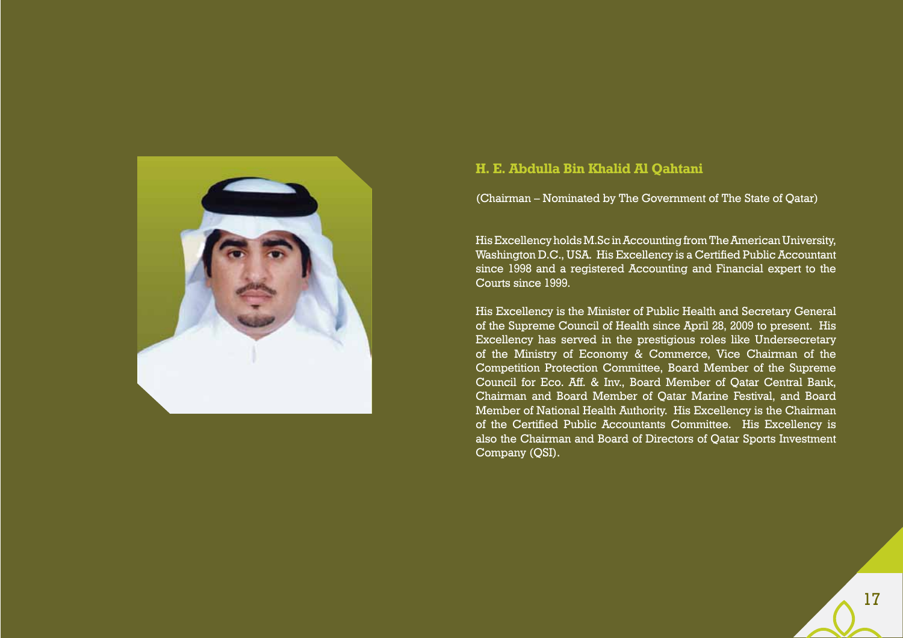## H. E. Abdulla Bin Khalid Al Qahtani

(Chairman – Nominated by The Government of The State of Qatar)

His Excellency holds M.Sc in Accounting from The American University, Washington D.C., USA. His Excellency is a Certified Public Accountant since 1998 and a registered Accounting and Financial expert to the Courts since 1999.

His Excellency is the Minister of Public Health and Secretary General of the Supreme Council of Health since April 28, 2009 to present. His Excellency has served in the prestigious roles like Undersecretary of the Ministry of Economy & Commerce, Vice Chairman of the Competition Protection Committee, Board Member of the Supreme Council for Eco. Aff. & Inv., Board Member of Qatar Central Bank, Chairman and Board Member of Qatar Marine Festival, and Board Member of National Health Authority. His Excellency is the Chairman of the Certified Public Accountants Committee. His Excellency is also the Chairman and Board of Directors of Qatar Sports Investment Company (QSI).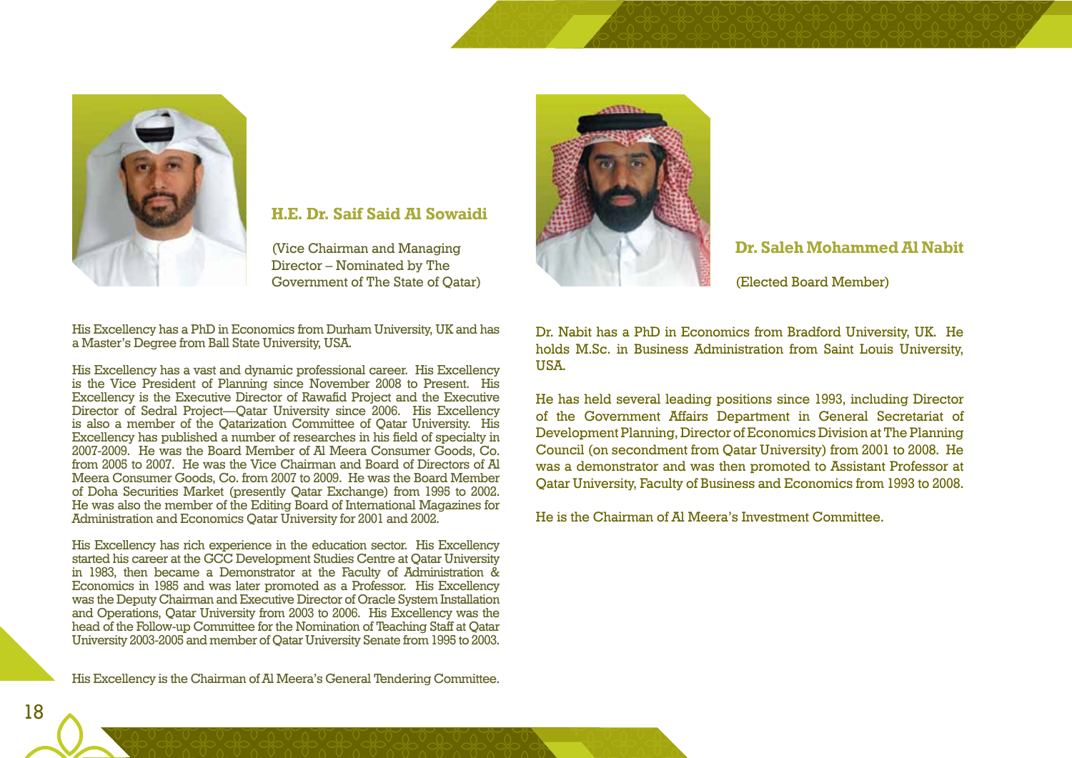## H.E. Dr. Saif Said Al Sowaidi

(Vice Chairman and Managing Director – Nominated by The Government of The State of Qatar)

His Excellency has a PhD in Economics from Durham University, UK and has a Master's Degree from Ball State University, USA.

His Excellency has a vast and dynamic professional career. His Excellency is the Vice President of Planning since November 2008 to Present. His Excellency is the Executive Director of Rawafid Project and the Executive Director of Sedral Project—Qatar University since 2006. His Excellency is also a member of the Qatarization Committee of Qatar University. His Excellency has published a number of researches in his field of specialty in 2007-2009. He was the Board Member of Al Meera Consumer Goods, Co. from 2005 to 2007. He was the Vice Chairman and Board of Directors of Al Meera Consumer Goods, Co. from 2007 to 2009. He was the Board Member of Doha Securities Market (presently Qatar Exchange) from 1995 to 2002. He was also the member of the Editing Board of International Magazines for Administration and Economics Qatar University for 2001 and 2002.

His Excellency has rich experience in the education sector. His Excellency started his career at the GCC Development Studies Centre at Qatar University in 1983, then became a Demonstrator at the Faculty of Administration & Economics in 1985 and was later promoted as a Professor. His Excellency was the Deputy Chairman and Executive Director of Oracle System Installation and Operations, Qatar University from 2003 to 2006. His Excellency was the head of the Follow-up Committee for the Nomination of Teaching Staff at Qatar University 2003-2005 and member of Qatar University Senate from 1995 to 2003.

His Excellency is the Chairman of Al Meera's General Tendering Committee.

## Dr. Saleh Mohammed Al Nabit

(Elected Board Member)

Dr. Nabit has a PhD in Economics from Bradford University, UK. He holds M.Sc. in Business Administration from Saint Louis University, USA.

He has held several leading positions since 1993, including Director of the Government Affairs Department in General Secretariat of Development Planning, Director of Economics Division at The Planning Council (on secondment from Qatar University) from 2001 to 2008. He was a demonstrator and was then promoted to Assistant Professor at Qatar University, Faculty of Business and Economics from 1993 to 2008.

He is the Chairman of Al Meera's Investment Committee.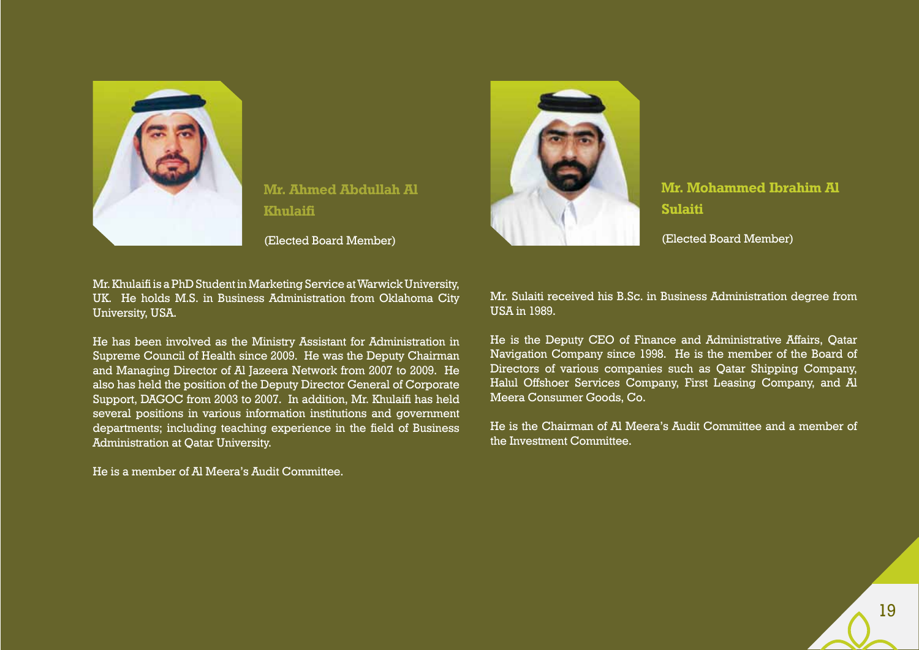## Mr. Ahmed Abdullah Al Khulaifi

(Elected Board Member)

Mr. Khulaifi is a PhD Student in Marketing Service at Warwick University, UK. He holds M.S. in Business Administration from Oklahoma City University, USA.

He has been involved as the Ministry Assistant for Administration in Supreme Council of Health since 2009. He was the Deputy Chairman and Managing Director of Al Jazeera Network from 2007 to 2009. He also has held the position of the Deputy Director General of Corporate Support, DAGOC from 2003 to 2007. In addition, Mr. Khulaifi has held several positions in various information institutions and government departments; including teaching experience in the field of Business Administration at Qatar University.

He is a member of Al Meera's Audit Committee.

## Mr. Mohammed Ibrahim Al Sulaiti

(Elected Board Member)

Mr. Sulaiti received his B.Sc. in Business Administration degree from USA in 1989.

He is the Deputy CEO of Finance and Administrative Affairs, Qatar Navigation Company since 1998. He is the member of the Board of Directors of various companies such as Qatar Shipping Company, Halul Offshoer Services Company, First Leasing Company, and Al Meera Consumer Goods, Co.

He is the Chairman of Al Meera's Audit Committee and a member of the Investment Committee.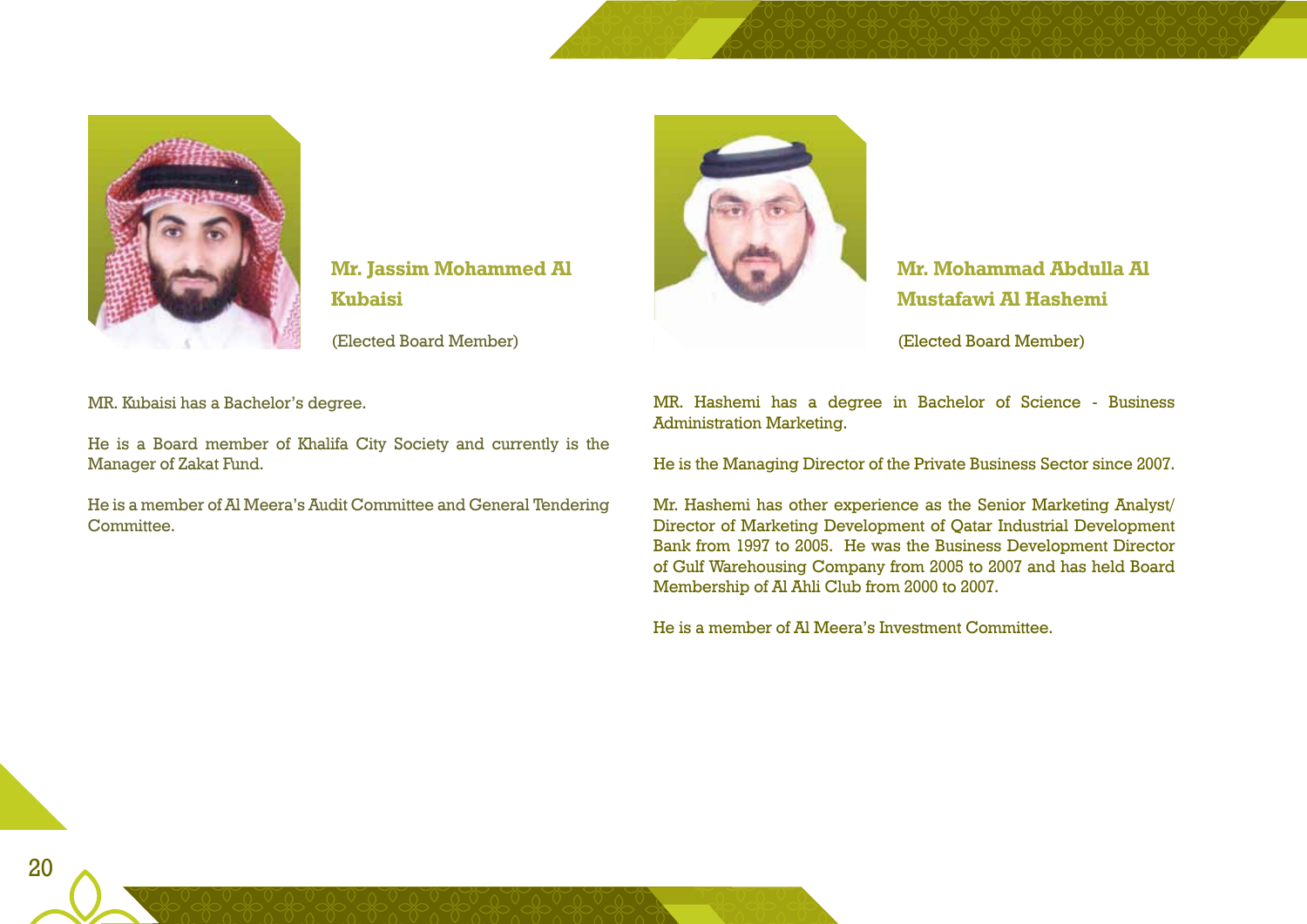### Mr. Jassim Mohammed Al Kubaisi

(Elected Board Member)

MR. Kubaisi has a Bachelor's degree.

He is a Board member of Khalifa City Society and currently is the Manager of Zakat Fund.

He is a member of Al Meera's Audit Committee and General Tendering Committee.

### Mr. Mohammad Abdulla Al Mustafawi Al Hashemi

(Elected Board Member)

MR. Hashemi has a degree in Bachelor of Science - Business Administration Marketing.

He is the Managing Director of the Private Business Sector since 2007.

Mr. Hashemi has other experience as the Senior Marketing Analyst/ Director of Marketing Development of Qatar Industrial Development Bank from 1997 to 2005. He was the Business Development Director of Gulf Warehousing Company from 2005 to 2007 and has held Board Membership of Al Ahli Club from 2000 to 2007.

He is a member of Al Meera's Investment Committee.